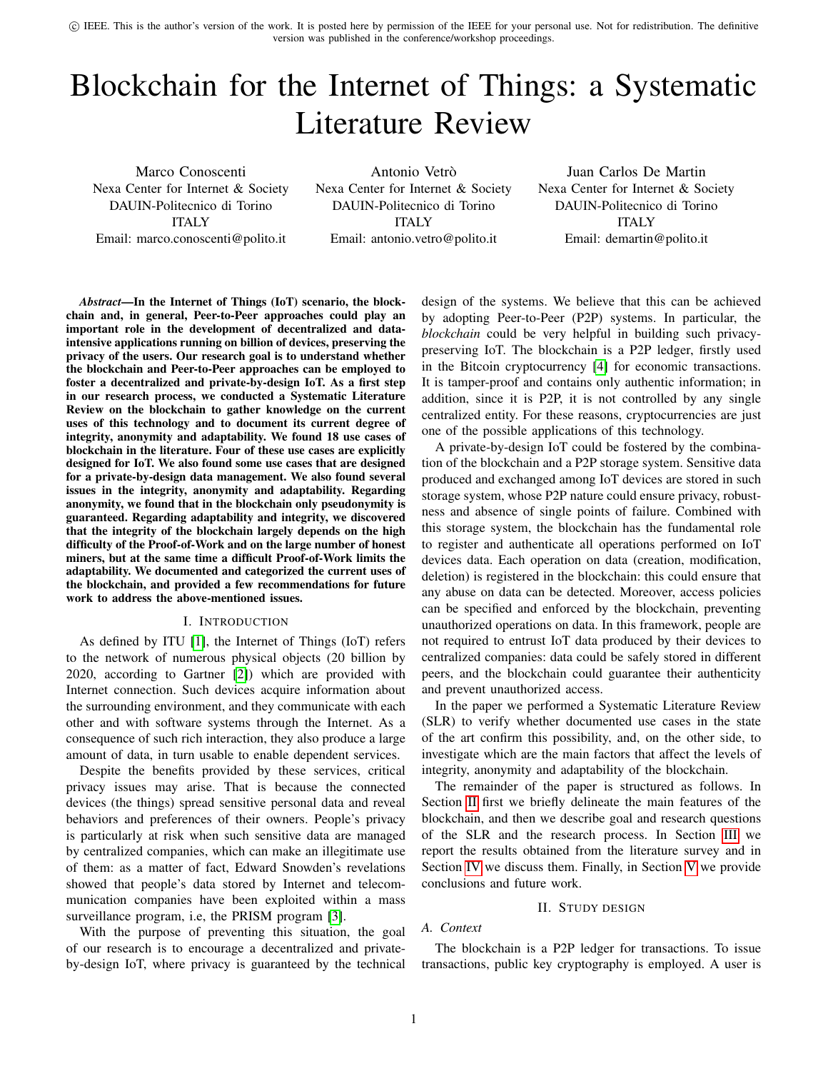© IEEE. This is the author's version of the work. It is posted here by permission of the IEEE for your personal use. Not for redistribution. The definitive version was published in the conference/workshop proceedings.

# Blockchain for the Internet of Things: a Systematic Literature Review

Marco Conoscenti
Nexa Center for Internet & Society
DAUIN-Politecnico di Torino
ITALY
Email: marco.conoscenti@polito.it

Antonio Vetrò
Nexa Center for Internet & Society
DAUIN-Politecnico di Torino
ITALY
Email: antonio.vetro@polito.it

Juan Carlos De Martin
Nexa Center for Internet & Society
DAUIN-Politecnico di Torino
ITALY
Email: demartin@polito.it

***Abstract*—In the Internet of Things (IoT) scenario, the blockchain and, in general, Peer-to-Peer approaches could play an important role in the development of decentralized and data-intensive applications running on billion of devices, preserving the privacy of the users. Our research goal is to understand whether the blockchain and Peer-to-Peer approaches can be employed to foster a decentralized and private-by-design IoT. As a first step in our research process, we conducted a Systematic Literature Review on the blockchain to gather knowledge on the current uses of this technology and to document its current degree of integrity, anonymity and adaptability. We found 18 use cases of blockchain in the literature. Four of these use cases are explicitly designed for IoT. We also found some use cases that are designed for a private-by-design data management. We also found several issues in the integrity, anonymity and adaptability. Regarding anonymity, we found that in the blockchain only pseudonymity is guaranteed. Regarding adaptability and integrity, we discovered that the integrity of the blockchain largely depends on the high difficulty of the Proof-of-Work and on the large number of honest miners, but at the same time a difficult Proof-of-Work limits the adaptability. We documented and categorized the current uses of the blockchain, and provided a few recommendations for future work to address the above-mentioned issues.**

## I. Introduction

As defined by ITU [1], the Internet of Things (IoT) refers to the network of numerous physical objects (20 billion by 2020, according to Gartner [2]) which are provided with Internet connection. Such devices acquire information about the surrounding environment, and they communicate with each other and with software systems through the Internet. As a consequence of such rich interaction, they also produce a large amount of data, in turn usable to enable dependent services.

Despite the benefits provided by these services, critical privacy issues may arise. That is because the connected devices (the things) spread sensitive personal data and reveal behaviors and preferences of their owners. People's privacy is particularly at risk when such sensitive data are managed by centralized companies, which can make an illegitimate use of them: as a matter of fact, Edward Snowden's revelations showed that people's data stored by Internet and telecommunication companies have been exploited within a mass surveillance program, i.e, the PRISM program [3].

With the purpose of preventing this situation, the goal of our research is to encourage a decentralized and private-by-design IoT, where privacy is guaranteed by the technical design of the systems. We believe that this can be achieved by adopting Peer-to-Peer (P2P) systems. In particular, the *blockchain* could be very helpful in building such privacy-preserving IoT. The blockchain is a P2P ledger, firstly used in the Bitcoin cryptocurrency [4] for economic transactions. It is tamper-proof and contains only authentic information; in addition, since it is P2P, it is not controlled by any single centralized entity. For these reasons, cryptocurrencies are just one of the possible applications of this technology.

A private-by-design IoT could be fostered by the combination of the blockchain and a P2P storage system. Sensitive data produced and exchanged among IoT devices are stored in such storage system, whose P2P nature could ensure privacy, robustness and absence of single points of failure. Combined with this storage system, the blockchain has the fundamental role to register and authenticate all operations performed on IoT devices data. Each operation on data (creation, modification, deletion) is registered in the blockchain: this could ensure that any abuse on data can be detected. Moreover, access policies can be specified and enforced by the blockchain, preventing unauthorized operations on data. In this framework, people are not required to entrust IoT data produced by their devices to centralized companies: data could be safely stored in different peers, and the blockchain could guarantee their authenticity and prevent unauthorized access.

In the paper we performed a Systematic Literature Review (SLR) to verify whether documented use cases in the state of the art confirm this possibility, and, on the other side, to investigate which are the main factors that affect the levels of integrity, anonymity and adaptability of the blockchain.

The remainder of the paper is structured as follows. In Section II first we briefly delineate the main features of the blockchain, and then we describe goal and research questions of the SLR and the research process. In Section III we report the results obtained from the literature survey and in Section IV we discuss them. Finally, in Section V we provide conclusions and future work.

## II. Study design

### A. Context

The blockchain is a P2P ledger for transactions. To issue transactions, public key cryptography is employed. A user is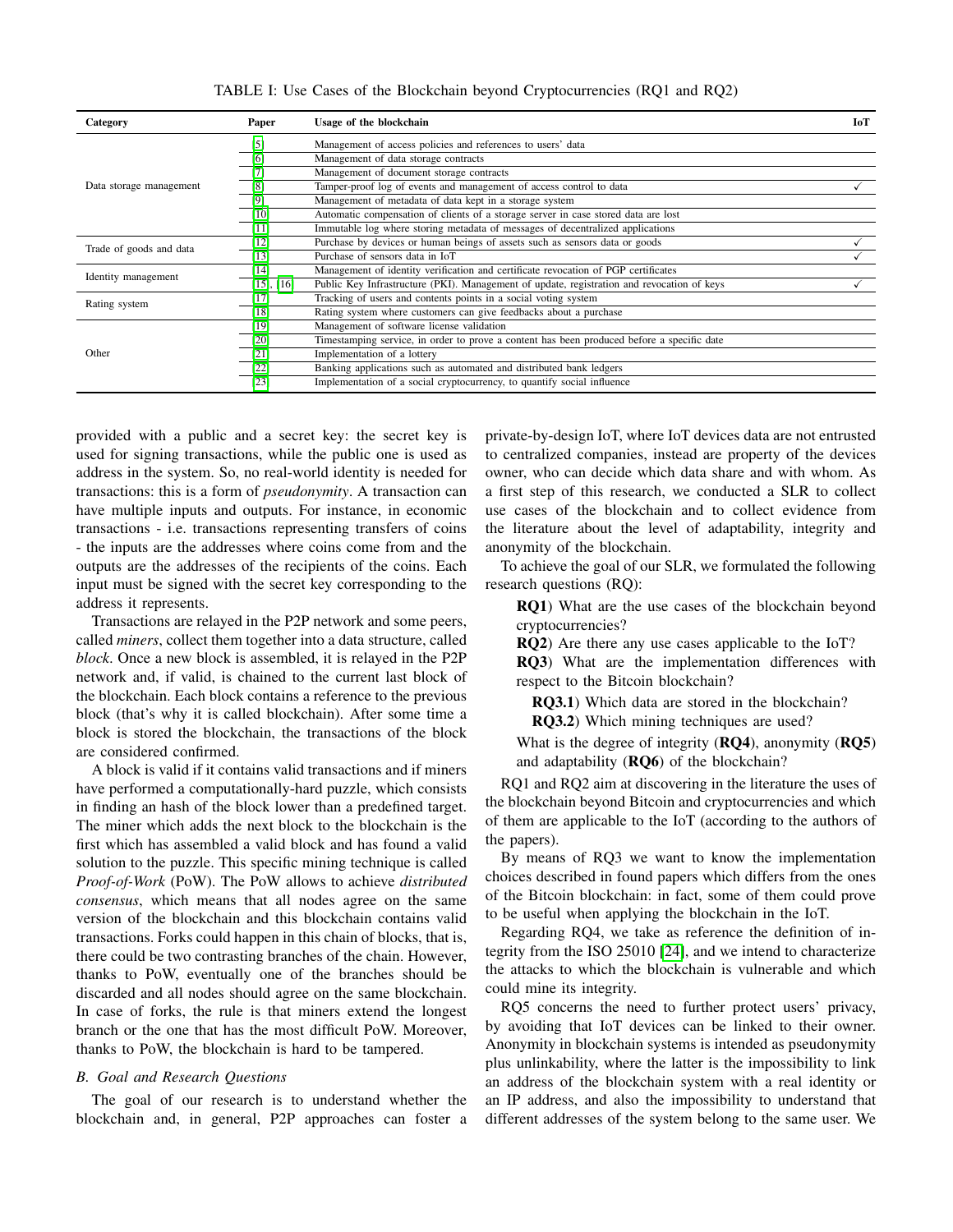TABLE I: Use Cases of the Blockchain beyond Cryptocurrencies (RQ1 and RQ2)

| Category | Paper | Usage of the blockchain | IoT |
|---|---|---|---|
| Data storage management | [5] | Management of access policies and references to users' data | |
| | [6] | Management of data storage contracts | |
| | [7] | Management of document storage contracts | |
| | [8] | Tamper-proof log of events and management of access control to data | ✓ |
| | [9] | Management of metadata of data kept in a storage system | |
| | [10] | Automatic compensation of clients of a storage server in case stored data are lost | |
| | [11] | Immutable log where storing metadata of messages of decentralized applications | |
| Trade of goods and data | [12] | Purchase by devices or human beings of assets such as sensors data or goods | ✓ |
| | [13] | Purchase of sensors data in IoT | ✓ |
| Identity management | [14] | Management of identity verification and certificate revocation of PGP certificates | |
| | [15], [16] | Public Key Infrastructure (PKI). Management of update, registration and revocation of keys | ✓ |
| Rating system | [17] | Tracking of users and contents points in a social voting system | |
| | [18] | Rating system where customers can give feedbacks about a purchase | |
| Other | [19] | Management of software license validation | |
| | [20] | Timestamping service, in order to prove a content has been produced before a specific date | |
| | [21] | Implementation of a lottery | |
| | [22] | Banking applications such as automated and distributed bank ledgers | |
| | [23] | Implementation of a social cryptocurrency, to quantify social influence | |

provided with a public and a secret key: the secret key is used for signing transactions, while the public one is used as address in the system. So, no real-world identity is needed for transactions: this is a form of *pseudonymity*. A transaction can have multiple inputs and outputs. For instance, in economic transactions - i.e. transactions representing transfers of coins - the inputs are the addresses where coins come from and the outputs are the addresses of the recipients of the coins. Each input must be signed with the secret key corresponding to the address it represents.

Transactions are relayed in the P2P network and some peers, called *miners*, collect them together into a data structure, called *block*. Once a new block is assembled, it is relayed in the P2P network and, if valid, is chained to the current last block of the blockchain. Each block contains a reference to the previous block (that's why it is called blockchain). After some time a block is stored the blockchain, the transactions of the block are considered confirmed.

A block is valid if it contains valid transactions and if miners have performed a computationally-hard puzzle, which consists in finding an hash of the block lower than a predefined target. The miner which adds the next block to the blockchain is the first which has assembled a valid block and has found a valid solution to the puzzle. This specific mining technique is called *Proof-of-Work* (PoW). The PoW allows to achieve *distributed consensus*, which means that all nodes agree on the same version of the blockchain and this blockchain contains valid transactions. Forks could happen in this chain of blocks, that is, there could be two contrasting branches of the chain. However, thanks to PoW, eventually one of the branches should be discarded and all nodes should agree on the same blockchain. In case of forks, the rule is that miners extend the longest branch or the one that has the most difficult PoW. Moreover, thanks to PoW, the blockchain is hard to be tampered.

### B. Goal and Research Questions

The goal of our research is to understand whether the blockchain and, in general, P2P approaches can foster a private-by-design IoT, where IoT devices data are not entrusted to centralized companies, instead are property of the devices owner, who can decide which data share and with whom. As a first step of this research, we conducted a SLR to collect use cases of the blockchain and to collect evidence from the literature about the level of adaptability, integrity and anonymity of the blockchain.

To achieve the goal of our SLR, we formulated the following research questions (RQ):

**RQ1**) What are the use cases of the blockchain beyond cryptocurrencies?

**RQ2**) Are there any use cases applicable to the IoT?

**RQ3**) What are the implementation differences with respect to the Bitcoin blockchain?

- **RQ3.1**) Which data are stored in the blockchain?
- **RQ3.2**) Which mining techniques are used?

What is the degree of integrity (**RQ4**), anonymity (**RQ5**) and adaptability (**RQ6**) of the blockchain?

RQ1 and RQ2 aim at discovering in the literature the uses of the blockchain beyond Bitcoin and cryptocurrencies and which of them are applicable to the IoT (according to the authors of the papers).

By means of RQ3 we want to know the implementation choices described in found papers which differs from the ones of the Bitcoin blockchain: in fact, some of them could prove to be useful when applying the blockchain in the IoT.

Regarding RQ4, we take as reference the definition of integrity from the ISO 25010 [24], and we intend to characterize the attacks to which the blockchain is vulnerable and which could mine its integrity.

RQ5 concerns the need to further protect users' privacy, by avoiding that IoT devices can be linked to their owner. Anonymity in blockchain systems is intended as pseudonymity plus unlinkability, where the latter is the impossibility to link an address of the blockchain system with a real identity or an IP address, and also the impossibility to understand that different addresses of the system belong to the same user. We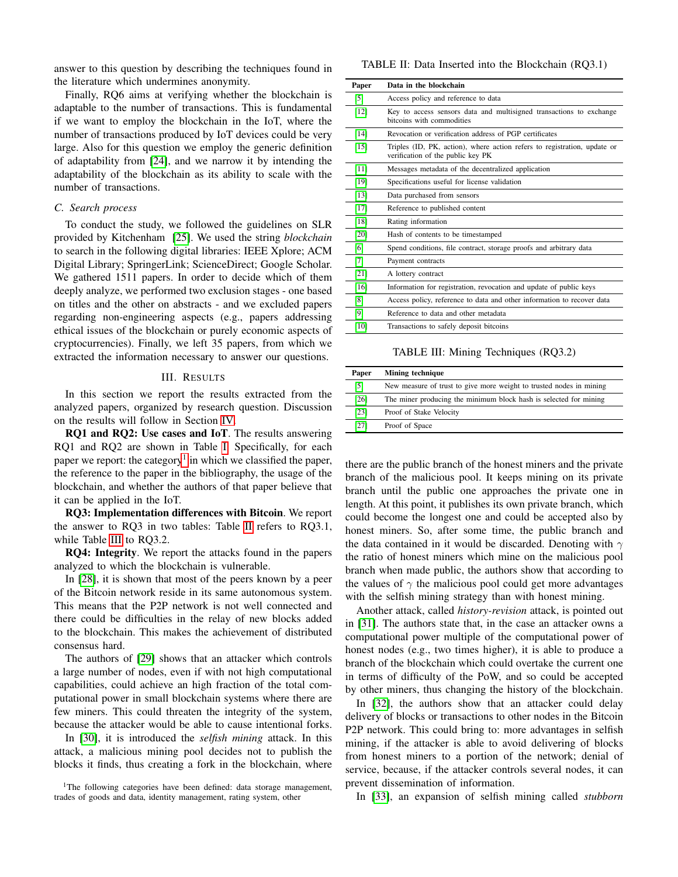answer to this question by describing the techniques found in the literature which undermines anonymity.

Finally, RQ6 aims at verifying whether the blockchain is adaptable to the number of transactions. This is fundamental if we want to employ the blockchain in the IoT, where the number of transactions produced by IoT devices could be very large. Also for this question we employ the generic definition of adaptability from [24], and we narrow it by intending the adaptability of the blockchain as its ability to scale with the number of transactions.

### C. Search process

To conduct the study, we followed the guidelines on SLR provided by Kitchenham [25]. We used the string *blockchain* to search in the following digital libraries: IEEE Xplore; ACM Digital Library; SpringerLink; ScienceDirect; Google Scholar. We gathered 1511 papers. In order to decide which of them deeply analyze, we performed two exclusion stages - one based on titles and the other on abstracts - and we excluded papers regarding non-engineering aspects (e.g., papers addressing ethical issues of the blockchain or purely economic aspects of cryptocurrencies). Finally, we left 35 papers, from which we extracted the information necessary to answer our questions.

## III. Results

In this section we report the results extracted from the analyzed papers, organized by research question. Discussion on the results will follow in Section IV.

**RQ1 and RQ2: Use cases and IoT**. The results answering RQ1 and RQ2 are shown in Table I. Specifically, for each paper we report: the category[1] in which we classified the paper, the reference to the paper in the bibliography, the usage of the blockchain, and whether the authors of that paper believe that it can be applied in the IoT.

**RQ3: Implementation differences with Bitcoin**. We report the answer to RQ3 in two tables: Table II refers to RQ3.1, while Table III to RQ3.2.

**RQ4: Integrity**. We report the attacks found in the papers analyzed to which the blockchain is vulnerable.

In [28], it is shown that most of the peers known by a peer of the Bitcoin network reside in its same autonomous system. This means that the P2P network is not well connected and there could be difficulties in the relay of new blocks added to the blockchain. This makes the achievement of distributed consensus hard.

The authors of [29] shows that an attacker which controls a large number of nodes, even if with not high computational capabilities, could achieve an high fraction of the total computational power in small blockchain systems where there are few miners. This could threaten the integrity of the system, because the attacker would be able to cause intentional forks.

In [30], it is introduced the *selfish mining* attack. In this attack, a malicious mining pool decides not to publish the blocks it finds, thus creating a fork in the blockchain, where there are the public branch of the honest miners and the private branch of the malicious pool. It keeps mining on its private branch until the public one approaches the private one in length. At this point, it publishes its own private branch, which could become the longest one and could be accepted also by honest miners. So, after some time, the public branch and the data contained in it would be discarded. Denoting with $\gamma$ the ratio of honest miners which mine on the malicious pool branch when made public, the authors show that according to the values of $\gamma$ the malicious pool could get more advantages with the selfish mining strategy than with honest mining.

Another attack, called *history-revision* attack, is pointed out in [31]. The authors state that, in the case an attacker owns a computational power multiple of the computational power of honest nodes (e.g., two times higher), it is able to produce a branch of the blockchain which could overtake the current one in terms of difficulty of the PoW, and so could be accepted by other miners, thus changing the history of the blockchain.

In [32], the authors show that an attacker could delay delivery of blocks or transactions to other nodes in the Bitcoin P2P network. This could bring to: more advantages in selfish mining, if the attacker is able to avoid delivering of blocks from honest miners to a portion of the network; denial of service, because, if the attacker controls several nodes, it can prevent dissemination of information.

In [33], an expansion of selfish mining called *stubborn*

TABLE II: Data Inserted into the Blockchain (RQ3.1)

| Paper | Data in the blockchain |
|---|---|
| [5] | Access policy and reference to data |
| [12] | Key to access sensors data and multisigned transactions to exchange bitcoins with commodities |
| [14] | Revocation or verification address of PGP certificates |
| [15] | Triples (ID, PK, action), where action refers to registration, update or verification of the public key PK |
| [11] | Messages metadata of the decentralized application |
| [19] | Specifications useful for license validation |
| [13] | Data purchased from sensors |
| [17] | Reference to published content |
| [18] | Rating information |
| [20] | Hash of contents to be timestamped |
| [6] | Spend conditions, file contract, storage proofs and arbitrary data |
| [7] | Payment contracts |
| [21] | A lottery contract |
| [16] | Information for registration, revocation and update of public keys |
| [8] | Access policy, reference to data and other information to recover data |
| [9] | Reference to data and other metadata |
| [10] | Transactions to safely deposit bitcoins |

TABLE III: Mining Techniques (RQ3.2)

| Paper | Mining technique |
|---|---|
| [5] | New measure of trust to give more weight to trusted nodes in mining |
| [26] | The miner producing the minimum block hash is selected for mining |
| [23] | Proof of Stake Velocity |
| [27] | Proof of Space |

[1] The following categories have been defined: data storage management, trades of goods and data, identity management, rating system, other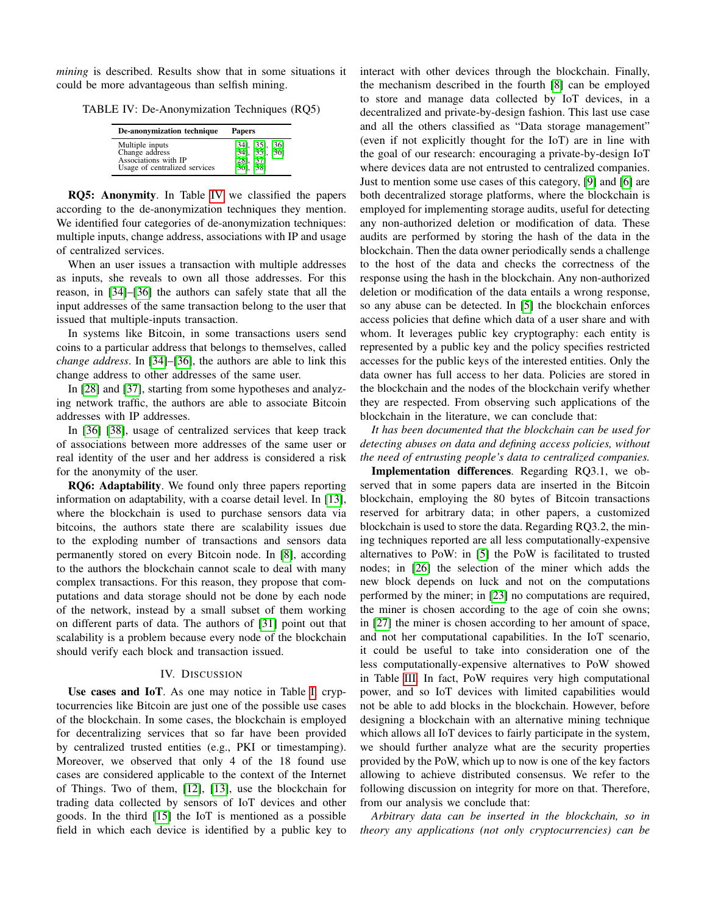*mining* is described. Results show that in some situations it could be more advantageous than selfish mining.

TABLE IV: De-Anonymization Techniques (RQ5)

| De-anonymization technique | Papers |
|---|---|
| Multiple inputs | [34], [35], [36] |
| Change address | [34], [35], [36] |
| Associations with IP | [28], [37] |
| Usage of centralized services | [36], [38] |

**RQ5: Anonymity**. In Table IV we classified the papers according to the de-anonymization techniques they mention. We identified four categories of de-anonymization techniques: multiple inputs, change address, associations with IP and usage of centralized services.

When an user issues a transaction with multiple addresses as inputs, she reveals to own all those addresses. For this reason, in [34]–[36] the authors can safely state that all the input addresses of the same transaction belong to the user that issued that multiple-inputs transaction.

In systems like Bitcoin, in some transactions users send coins to a particular address that belongs to themselves, called *change address*. In [34]–[36], the authors are able to link this change address to other addresses of the same user.

In [28] and [37], starting from some hypotheses and analyzing network traffic, the authors are able to associate Bitcoin addresses with IP addresses.

In [36] [38], usage of centralized services that keep track of associations between more addresses of the same user or real identity of the user and her address is considered a risk for the anonymity of the user.

**RQ6: Adaptability**. We found only three papers reporting information on adaptability, with a coarse detail level. In [13], where the blockchain is used to purchase sensors data via bitcoins, the authors state there are scalability issues due to the exploding number of transactions and sensors data permanently stored on every Bitcoin node. In [8], according to the authors the blockchain cannot scale to deal with many complex transactions. For this reason, they propose that computations and data storage should not be done by each node of the network, instead by a small subset of them working on different parts of data. The authors of [31] point out that scalability is a problem because every node of the blockchain should verify each block and transaction issued.

## IV. Discussion

**Use cases and IoT**. As one may notice in Table I, cryptocurrencies like Bitcoin are just one of the possible use cases of the blockchain. In some cases, the blockchain is employed for decentralizing services that so far have been provided by centralized trusted entities (e.g., PKI or timestamping). Moreover, we observed that only 4 of the 18 found use cases are considered applicable to the context of the Internet of Things. Two of them, [12], [13], use the blockchain for trading data collected by sensors of IoT devices and other goods. In the third [15] the IoT is mentioned as a possible field in which each device is identified by a public key to interact with other devices through the blockchain. Finally, the mechanism described in the fourth [8] can be employed to store and manage data collected by IoT devices, in a decentralized and private-by-design fashion. This last use case and all the others classified as "Data storage management" (even if not explicitly thought for the IoT) are in line with the goal of our research: encouraging a private-by-design IoT where devices data are not entrusted to centralized companies. Just to mention some use cases of this category, [9] and [6] are both decentralized storage platforms, where the blockchain is employed for implementing storage audits, useful for detecting any non-authorized deletion or modification of data. These audits are performed by storing the hash of the data in the blockchain. Then the data owner periodically sends a challenge to the host of the data and checks the correctness of the response using the hash in the blockchain. Any non-authorized deletion or modification of the data entails a wrong response, so any abuse can be detected. In [5] the blockchain enforces access policies that define which data of a user share and with whom. It leverages public key cryptography: each entity is represented by a public key and the policy specifies restricted accesses for the public keys of the interested entities. Only the data owner has full access to her data. Policies are stored in the blockchain and the nodes of the blockchain verify whether they are respected. From observing such applications of the blockchain in the literature, we can conclude that:

*It has been documented that the blockchain can be used for detecting abuses on data and defining access policies, without the need of entrusting people's data to centralized companies.*

**Implementation differences**. Regarding RQ3.1, we observed that in some papers data are inserted in the Bitcoin blockchain, employing the 80 bytes of Bitcoin transactions reserved for arbitrary data; in other papers, a customized blockchain is used to store the data. Regarding RQ3.2, the mining techniques reported are all less computationally-expensive alternatives to PoW: in [5] the PoW is facilitated to trusted nodes; in [26] the selection of the miner which adds the new block depends on luck and not on the computations performed by the miner; in [23] no computations are required, the miner is chosen according to the age of coin she owns; in [27] the miner is chosen according to her amount of space, and not her computational capabilities. In the IoT scenario, it could be useful to take into consideration one of the less computationally-expensive alternatives to PoW showed in Table III. In fact, PoW requires very high computational power, and so IoT devices with limited capabilities would not be able to add blocks in the blockchain. However, before designing a blockchain with an alternative mining technique which allows all IoT devices to fairly participate in the system, we should further analyze what are the security properties provided by the PoW, which up to now is one of the key factors allowing to achieve distributed consensus. We refer to the following discussion on integrity for more on that. Therefore, from our analysis we conclude that:

*Arbitrary data can be inserted in the blockchain, so in theory any applications (not only cryptocurrencies) can be*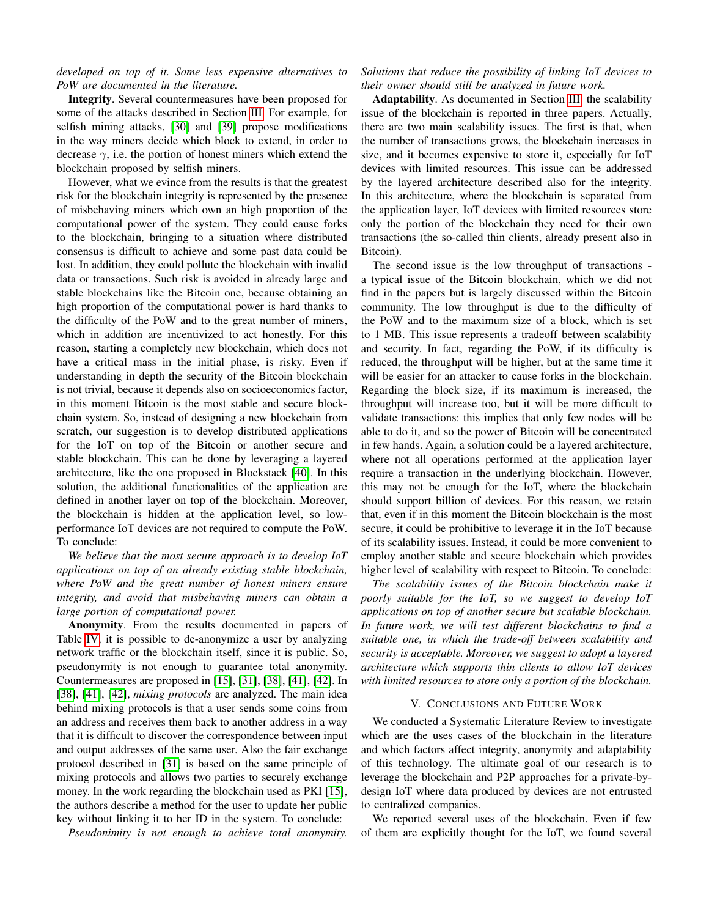*developed on top of it. Some less expensive alternatives to PoW are documented in the literature.*

**Integrity**. Several countermeasures have been proposed for some of the attacks described in Section III. For example, for selfish mining attacks, [30] and [39] propose modifications in the way miners decide which block to extend, in order to decrease $\gamma$, i.e. the portion of honest miners which extend the blockchain proposed by selfish miners.

However, what we evince from the results is that the greatest risk for the blockchain integrity is represented by the presence of misbehaving miners which own an high proportion of the computational power of the system. They could cause forks to the blockchain, bringing to a situation where distributed consensus is difficult to achieve and some past data could be lost. In addition, they could pollute the blockchain with invalid data or transactions. Such risk is avoided in already large and stable blockchains like the Bitcoin one, because obtaining an high proportion of the computational power is hard thanks to the difficulty of the PoW and to the great number of miners, which in addition are incentivized to act honestly. For this reason, starting a completely new blockchain, which does not have a critical mass in the initial phase, is risky. Even if understanding in depth the security of the Bitcoin blockchain is not trivial, because it depends also on socioeconomics factor, in this moment Bitcoin is the most stable and secure blockchain system. So, instead of designing a new blockchain from scratch, our suggestion is to develop distributed applications for the IoT on top of the Bitcoin or another secure and stable blockchain. This can be done by leveraging a layered architecture, like the one proposed in Blockstack [40]. In this solution, the additional functionalities of the application are defined in another layer on top of the blockchain. Moreover, the blockchain is hidden at the application level, so low-performance IoT devices are not required to compute the PoW. To conclude:

*We believe that the most secure approach is to develop IoT applications on top of an already existing stable blockchain, where PoW and the great number of honest miners ensure integrity, and avoid that misbehaving miners can obtain a large portion of computational power.*

**Anonymity**. From the results documented in papers of Table IV, it is possible to de-anonymize a user by analyzing network traffic or the blockchain itself, since it is public. So, pseudonymity is not enough to guarantee total anonymity. Countermeasures are proposed in [15], [31], [38], [41], [42]. In [38], [41], [42], *mixing protocols* are analyzed. The main idea behind mixing protocols is that a user sends some coins from an address and receives them back to another address in a way that it is difficult to discover the correspondence between input and output addresses of the same user. Also the fair exchange protocol described in [31] is based on the same principle of mixing protocols and allows two parties to securely exchange money. In the work regarding the blockchain used as PKI [15], the authors describe a method for the user to update her public key without linking it to her ID in the system. To conclude:

*Pseudonimity is not enough to achieve total anonymity. Solutions that reduce the possibility of linking IoT devices to their owner should still be analyzed in future work.*

**Adaptability**. As documented in Section III, the scalability issue of the blockchain is reported in three papers. Actually, there are two main scalability issues. The first is that, when the number of transactions grows, the blockchain increases in size, and it becomes expensive to store it, especially for IoT devices with limited resources. This issue can be addressed by the layered architecture described also for the integrity. In this architecture, where the blockchain is separated from the application layer, IoT devices with limited resources store only the portion of the blockchain they need for their own transactions (the so-called thin clients, already present also in Bitcoin).

The second issue is the low throughput of transactions - a typical issue of the Bitcoin blockchain, which we did not find in the papers but is largely discussed within the Bitcoin community. The low throughput is due to the difficulty of the PoW and to the maximum size of a block, which is set to 1 MB. This issue represents a tradeoff between scalability and security. In fact, regarding the PoW, if its difficulty is reduced, the throughput will be higher, but at the same time it will be easier for an attacker to cause forks in the blockchain. Regarding the block size, if its maximum is increased, the throughput will increase too, but it will be more difficult to validate transactions: this implies that only few nodes will be able to do it, and so the power of Bitcoin will be concentrated in few hands. Again, a solution could be a layered architecture, where not all operations performed at the application layer require a transaction in the underlying blockchain. However, this may not be enough for the IoT, where the blockchain should support billion of devices. For this reason, we retain that, even if in this moment the Bitcoin blockchain is the most secure, it could be prohibitive to leverage it in the IoT because of its scalability issues. Instead, it could be more convenient to employ another stable and secure blockchain which provides higher level of scalability with respect to Bitcoin. To conclude:

*The scalability issues of the Bitcoin blockchain make it poorly suitable for the IoT, so we suggest to develop IoT applications on top of another secure but scalable blockchain. In future work, we will test different blockchains to find a suitable one, in which the trade-off between scalability and security is acceptable. Moreover, we suggest to adopt a layered architecture which supports thin clients to allow IoT devices with limited resources to store only a portion of the blockchain.*

## V. Conclusions and Future Work

We conducted a Systematic Literature Review to investigate which are the uses cases of the blockchain in the literature and which factors affect integrity, anonymity and adaptability of this technology. The ultimate goal of our research is to leverage the blockchain and P2P approaches for a private-by-design IoT where data produced by devices are not entrusted to centralized companies.

We reported several uses of the blockchain. Even if few of them are explicitly thought for the IoT, we found several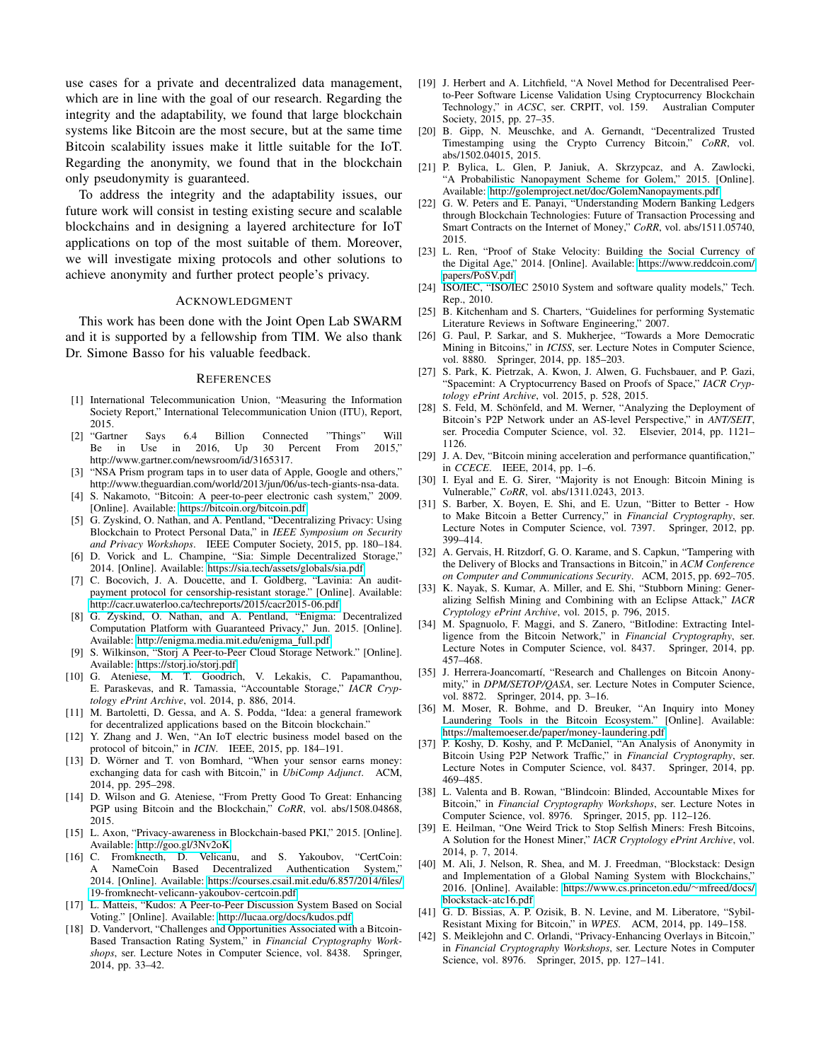use cases for a private and decentralized data management, which are in line with the goal of our research. Regarding the integrity and the adaptability, we found that large blockchain systems like Bitcoin are the most secure, but at the same time Bitcoin scalability issues make it little suitable for the IoT. Regarding the anonymity, we found that in the blockchain only pseudonymity is guaranteed.

To address the integrity and the adaptability issues, our future work will consist in testing existing secure and scalable blockchains and in designing a layered architecture for IoT applications on top of the most suitable of them. Moreover, we will investigate mixing protocols and other solutions to achieve anonymity and further protect people's privacy.

## Acknowledgment

This work has been done with the Joint Open Lab SWARM and it is supported by a fellowship from TIM. We also thank Dr. Simone Basso for his valuable feedback.

## References

[1] International Telecommunication Union, "Measuring the Information Society Report," International Telecommunication Union (ITU), Report, 2015.

[2] "Gartner Says 6.4 Billion Connected "Things" Will Be in Use in 2016, Up 30 Percent From 2015," http://www.gartner.com/newsroom/id/3165317.

[3] "NSA Prism program taps in to user data of Apple, Google and others," http://www.theguardian.com/world/2013/jun/06/us-tech-giants-nsa-data.

[4] S. Nakamoto, "Bitcoin: A peer-to-peer electronic cash system," 2009. [Online]. Available: https://bitcoin.org/bitcoin.pdf

[5] G. Zyskind, O. Nathan, and A. Pentland, "Decentralizing Privacy: Using Blockchain to Protect Personal Data," in *IEEE Symposium on Security and Privacy Workshops*. IEEE Computer Society, 2015, pp. 180–184.

[6] D. Vorick and L. Champine, "Sia: Simple Decentralized Storage," 2014. [Online]. Available: https://sia.tech/assets/globals/sia.pdf

[7] C. Bocovich, J. A. Doucette, and I. Goldberg, "Lavinia: An audit-payment protocol for censorship-resistant storage." [Online]. Available: http://cacr.uwaterloo.ca/techreports/2015/cacr2015-06.pdf

[8] G. Zyskind, O. Nathan, and A. Pentland, "Enigma: Decentralized Computation Platform with Guaranteed Privacy," Jun. 2015. [Online]. Available: http://enigma.media.mit.edu/enigma_full.pdf

[9] S. Wilkinson, "Storj A Peer-to-Peer Cloud Storage Network." [Online]. Available: https://storj.io/storj.pdf

[10] G. Ateniese, M. T. Goodrich, V. Lekakis, C. Papamanthou, E. Paraskevas, and R. Tamassia, "Accountable Storage," *IACR Cryptology ePrint Archive*, vol. 2014, p. 886, 2014.

[11] M. Bartoletti, D. Gessa, and A. S. Podda, "Idea: a general framework for decentralized applications based on the Bitcoin blockchain."

[12] Y. Zhang and J. Wen, "An IoT electric business model based on the protocol of bitcoin," in *ICIN*. IEEE, 2015, pp. 184–191.

[13] D. Wörner and T. von Bomhard, "When your sensor earns money: exchanging data for cash with Bitcoin," in *UbiComp Adjunct*. ACM, 2014, pp. 295–298.

[14] D. Wilson and G. Ateniese, "From Pretty Good To Great: Enhancing PGP using Bitcoin and the Blockchain," *CoRR*, vol. abs/1508.04868, 2015.

[15] L. Axon, "Privacy-awareness in Blockchain-based PKI," 2015. [Online]. Available: http://goo.gl/3Nv2oK

[16] C. Fromknecth, D. Velicanu, and S. Yakoubov, "CertCoin: A NameCoin Based Decentralized Authentication System," 2014. [Online]. Available: https://courses.csail.mit.edu/6.857/2014/files/19-fromknecht-velicann-yakoubov-certcoin.pdf

[17] L. Matteis, "Kudos: A Peer-to-Peer Discussion System Based on Social Voting." [Online]. Available: http://lucaa.org/docs/kudos.pdf

[18] D. Vandervort, "Challenges and Opportunities Associated with a Bitcoin-Based Transaction Rating System," in *Financial Cryptography Workshops*, ser. Lecture Notes in Computer Science, vol. 8438. Springer, 2014, pp. 33–42.

[19] J. Herbert and A. Litchfield, "A Novel Method for Decentralised Peer-to-Peer Software License Validation Using Cryptocurrency Blockchain Technology," in *ACSC*, ser. CRPIT, vol. 159. Australian Computer Society, 2015, pp. 27–35.

[20] B. Gipp, N. Meuschke, and A. Gernandt, "Decentralized Trusted Timestamping using the Crypto Currency Bitcoin," *CoRR*, vol. abs/1502.04015, 2015.

[21] P. Bylica, L. Glen, P. Janiuk, A. Skrzypcaz, and A. Zawlocki, "A Probabilistic Nanopayment Scheme for Golem," 2015. [Online]. Available: http://golemproject.net/doc/GolemNanopayments.pdf

[22] G. W. Peters and E. Panayi, "Understanding Modern Banking Ledgers through Blockchain Technologies: Future of Transaction Processing and Smart Contracts on the Internet of Money," *CoRR*, vol. abs/1511.05740, 2015.

[23] L. Ren, "Proof of Stake Velocity: Building the Social Currency of the Digital Age," 2014. [Online]. Available: https://www.reddcoin.com/papers/PoSV.pdf

[24] ISO/IEC, "ISO/IEC 25010 System and software quality models," Tech. Rep., 2010.

[25] B. Kitchenham and S. Charters, "Guidelines for performing Systematic Literature Reviews in Software Engineering," 2007.

[26] G. Paul, P. Sarkar, and S. Mukherjee, "Towards a More Democratic Mining in Bitcoins," in *ICISS*, ser. Lecture Notes in Computer Science, vol. 8880. Springer, 2014, pp. 185–203.

[27] S. Park, K. Pietrzak, A. Kwon, J. Alwen, G. Fuchsbauer, and P. Gazi, "Spacemint: A Cryptocurrency Based on Proofs of Space," *IACR Cryptology ePrint Archive*, vol. 2015, p. 528, 2015.

[28] S. Feld, M. Schönfeld, and M. Werner, "Analyzing the Deployment of Bitcoin's P2P Network under an AS-level Perspective," in *ANT/SEIT*, ser. Procedia Computer Science, vol. 32. Elsevier, 2014, pp. 1121–1126.

[29] J. A. Dev, "Bitcoin mining acceleration and performance quantification," in *CCECE*. IEEE, 2014, pp. 1–6.

[30] I. Eyal and E. G. Sirer, "Majority is not Enough: Bitcoin Mining is Vulnerable," *CoRR*, vol. abs/1311.0243, 2013.

[31] S. Barber, X. Boyen, E. Shi, and E. Uzun, "Bitter to Better - How to Make Bitcoin a Better Currency," in *Financial Cryptography*, ser. Lecture Notes in Computer Science, vol. 7397. Springer, 2012, pp. 399–414.

[32] A. Gervais, H. Ritzdorf, G. O. Karame, and S. Capkun, "Tampering with the Delivery of Blocks and Transactions in Bitcoin," in *ACM Conference on Computer and Communications Security*. ACM, 2015, pp. 692–705.

[33] K. Nayak, S. Kumar, A. Miller, and E. Shi, "Stubborn Mining: Generalizing Selfish Mining and Combining with an Eclipse Attack," *IACR Cryptology ePrint Archive*, vol. 2015, p. 796, 2015.

[34] M. Spagnuolo, F. Maggi, and S. Zanero, "BitIodine: Extracting Intelligence from the Bitcoin Network," in *Financial Cryptography*, ser. Lecture Notes in Computer Science, vol. 8437. Springer, 2014, pp. 457–468.

[35] J. Herrera-Joancomartí, "Research and Challenges on Bitcoin Anonymity," in *DPM/SETOP/QASA*, ser. Lecture Notes in Computer Science, vol. 8872. Springer, 2014, pp. 3–16.

[36] M. Moser, R. Bohme, and D. Breuker, "An Inquiry into Money Laundering Tools in the Bitcoin Ecosystem." [Online]. Available: https://maltemoeser.de/paper/money-laundering.pdf

[37] P. Koshy, D. Koshy, and P. McDaniel, "An Analysis of Anonymity in Bitcoin Using P2P Network Traffic," in *Financial Cryptography*, ser. Lecture Notes in Computer Science, vol. 8437. Springer, 2014, pp. 469–485.

[38] L. Valenta and B. Rowan, "Blindcoin: Blinded, Accountable Mixes for Bitcoin," in *Financial Cryptography Workshops*, ser. Lecture Notes in Computer Science, vol. 8976. Springer, 2015, pp. 112–126.

[39] E. Heilman, "One Weird Trick to Stop Selfish Miners: Fresh Bitcoins, A Solution for the Honest Miner," *IACR Cryptology ePrint Archive*, vol. 2014, p. 7, 2014.

[40] M. Ali, J. Nelson, R. Shea, and M. J. Freedman, "Blockstack: Design and Implementation of a Global Naming System with Blockchains," 2016. [Online]. Available: https://www.cs.princeton.edu/~mfreed/docs/blockstack-atc16.pdf

[41] G. D. Bissias, A. P. Ozisik, B. N. Levine, and M. Liberatore, "Sybil-Resistant Mixing for Bitcoin," in *WPES*. ACM, 2014, pp. 149–158.

[42] S. Meiklejohn and C. Orlandi, "Privacy-Enhancing Overlays in Bitcoin," in *Financial Cryptography Workshops*, ser. Lecture Notes in Computer Science, vol. 8976. Springer, 2015, pp. 127–141.